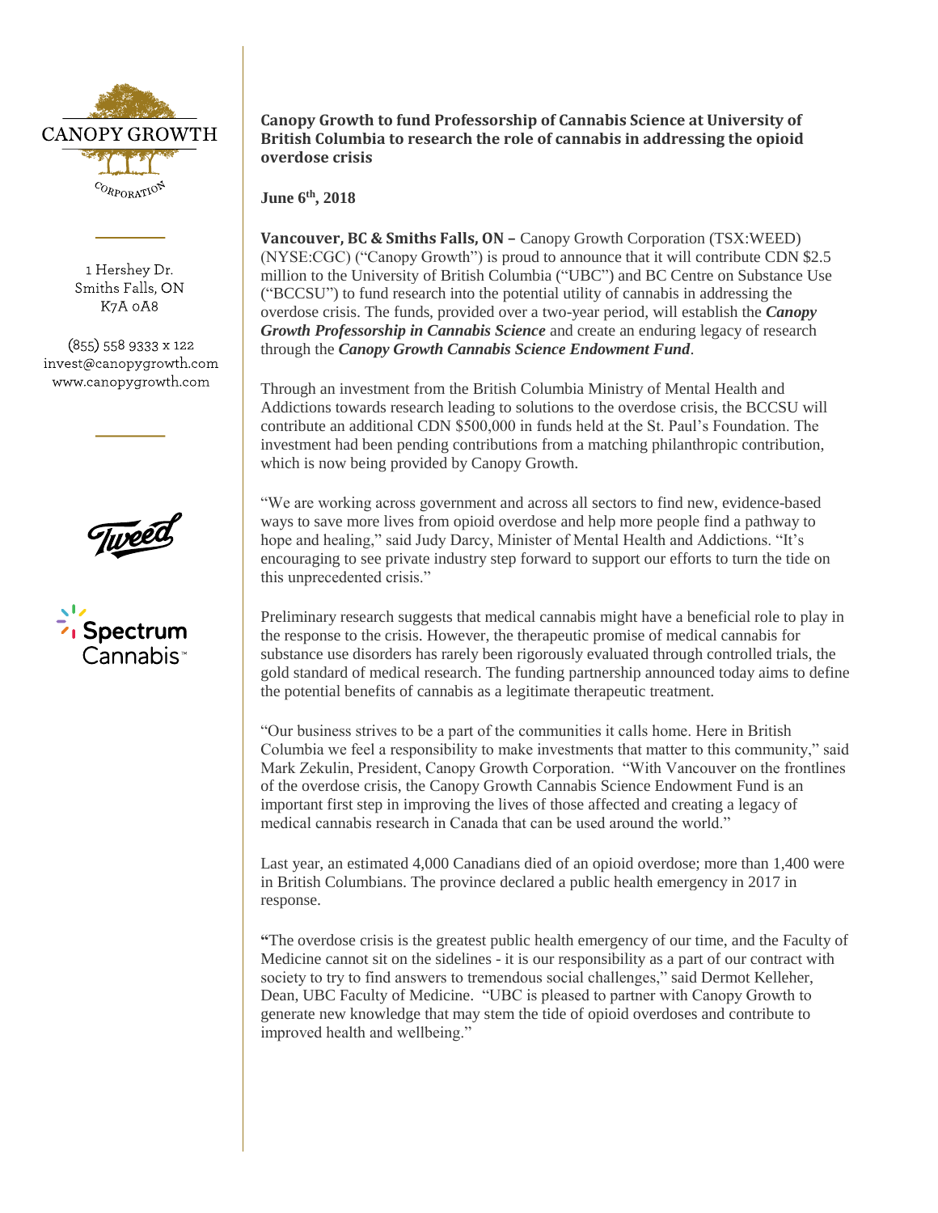CANOPY GROWTH

CORPORATION

1 Hershey Dr.
Smiths Falls, ON
K7A 0A8

(855) 558 9333 x 122
invest@canopygrowth.com
www.canopygrowth.com

Tweed

Spectrum Cannabis™

**Canopy Growth to fund Professorship of Cannabis Science at University of British Columbia to research the role of cannabis in addressing the opioid overdose crisis**

**June 6th, 2018**

**Vancouver, BC & Smiths Falls, ON –** Canopy Growth Corporation (TSX:WEED) (NYSE:CGC) ("Canopy Growth") is proud to announce that it will contribute CDN $2.5 million to the University of British Columbia ("UBC") and BC Centre on Substance Use ("BCCSU") to fund research into the potential utility of cannabis in addressing the overdose crisis. The funds, provided over a two-year period, will establish the ***Canopy Growth Professorship in Cannabis Science*** and create an enduring legacy of research through the ***Canopy Growth Cannabis Science Endowment Fund***.

Through an investment from the British Columbia Ministry of Mental Health and Addictions towards research leading to solutions to the overdose crisis, the BCCSU will contribute an additional CDN $500,000 in funds held at the St. Paul's Foundation. The investment had been pending contributions from a matching philanthropic contribution, which is now being provided by Canopy Growth.

"We are working across government and across all sectors to find new, evidence-based ways to save more lives from opioid overdose and help more people find a pathway to hope and healing," said Judy Darcy, Minister of Mental Health and Addictions. "It's encouraging to see private industry step forward to support our efforts to turn the tide on this unprecedented crisis."

Preliminary research suggests that medical cannabis might have a beneficial role to play in the response to the crisis. However, the therapeutic promise of medical cannabis for substance use disorders has rarely been rigorously evaluated through controlled trials, the gold standard of medical research. The funding partnership announced today aims to define the potential benefits of cannabis as a legitimate therapeutic treatment.

"Our business strives to be a part of the communities it calls home. Here in British Columbia we feel a responsibility to make investments that matter to this community," said Mark Zekulin, President, Canopy Growth Corporation. "With Vancouver on the frontlines of the overdose crisis, the Canopy Growth Cannabis Science Endowment Fund is an important first step in improving the lives of those affected and creating a legacy of medical cannabis research in Canada that can be used around the world."

Last year, an estimated 4,000 Canadians died of an opioid overdose; more than 1,400 were in British Columbians. The province declared a public health emergency in 2017 in response.

"The overdose crisis is the greatest public health emergency of our time, and the Faculty of Medicine cannot sit on the sidelines - it is our responsibility as a part of our contract with society to try to find answers to tremendous social challenges," said Dermot Kelleher, Dean, UBC Faculty of Medicine. "UBC is pleased to partner with Canopy Growth to generate new knowledge that may stem the tide of opioid overdoses and contribute to improved health and wellbeing."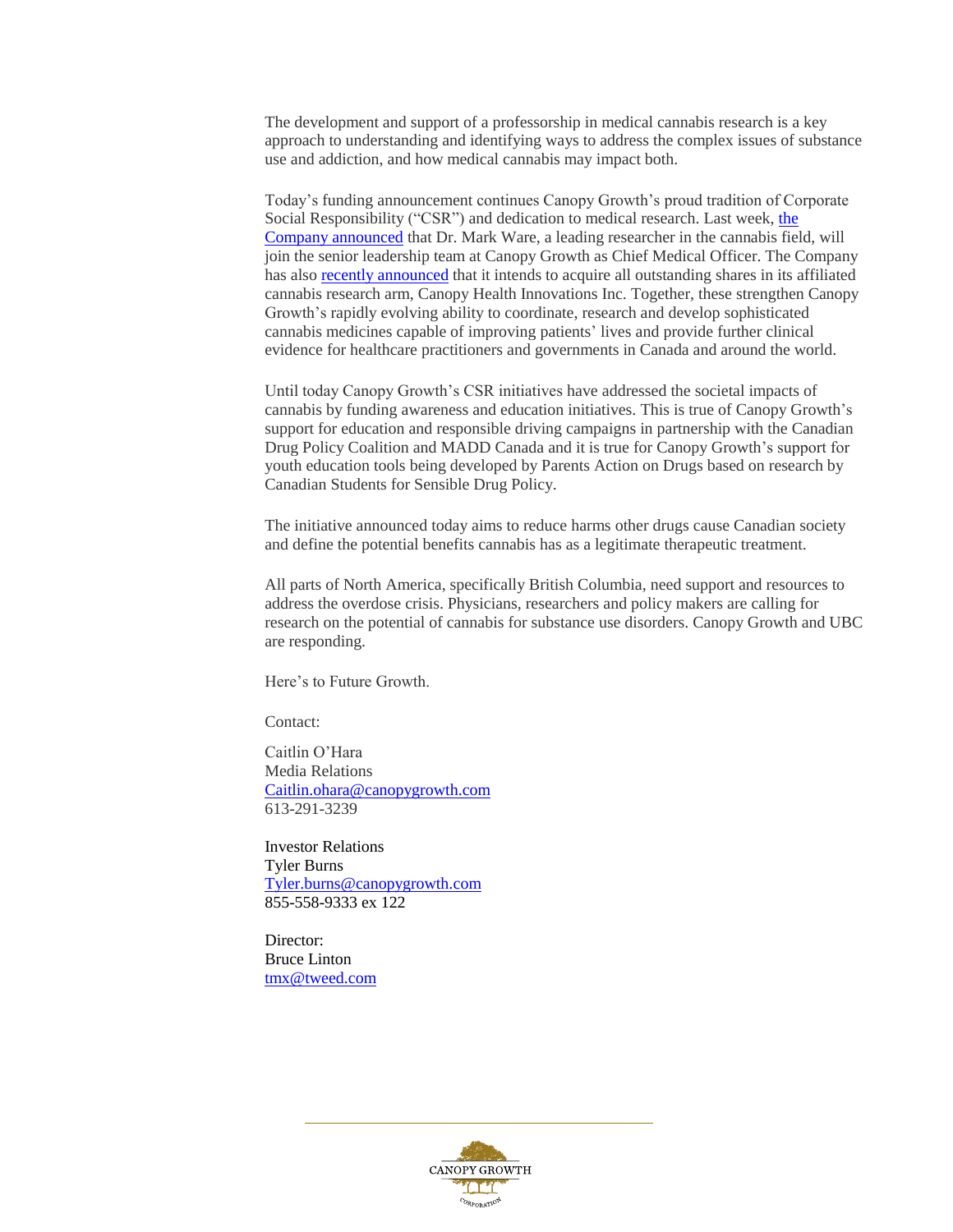The development and support of a professorship in medical cannabis research is a key approach to understanding and identifying ways to address the complex issues of substance use and addiction, and how medical cannabis may impact both.

Today's funding announcement continues Canopy Growth's proud tradition of Corporate Social Responsibility ("CSR") and dedication to medical research. Last week, [the Company announced]() that Dr. Mark Ware, a leading researcher in the cannabis field, will join the senior leadership team at Canopy Growth as Chief Medical Officer. The Company has also [recently announced]() that it intends to acquire all outstanding shares in its affiliated cannabis research arm, Canopy Health Innovations Inc. Together, these strengthen Canopy Growth's rapidly evolving ability to coordinate, research and develop sophisticated cannabis medicines capable of improving patients' lives and provide further clinical evidence for healthcare practitioners and governments in Canada and around the world.

Until today Canopy Growth's CSR initiatives have addressed the societal impacts of cannabis by funding awareness and education initiatives. This is true of Canopy Growth's support for education and responsible driving campaigns in partnership with the Canadian Drug Policy Coalition and MADD Canada and it is true for Canopy Growth's support for youth education tools being developed by Parents Action on Drugs based on research by Canadian Students for Sensible Drug Policy.

The initiative announced today aims to reduce harms other drugs cause Canadian society and define the potential benefits cannabis has as a legitimate therapeutic treatment.

All parts of North America, specifically British Columbia, need support and resources to address the overdose crisis. Physicians, researchers and policy makers are calling for research on the potential of cannabis for substance use disorders. Canopy Growth and UBC are responding.

Here's to Future Growth.

Contact:

Caitlin O'Hara
Media Relations
Caitlin.ohara@canopygrowth.com
613-291-3239

Investor Relations
Tyler Burns
Tyler.burns@canopygrowth.com
855-558-9333 ex 122

Director:
Bruce Linton
tmx@tweed.com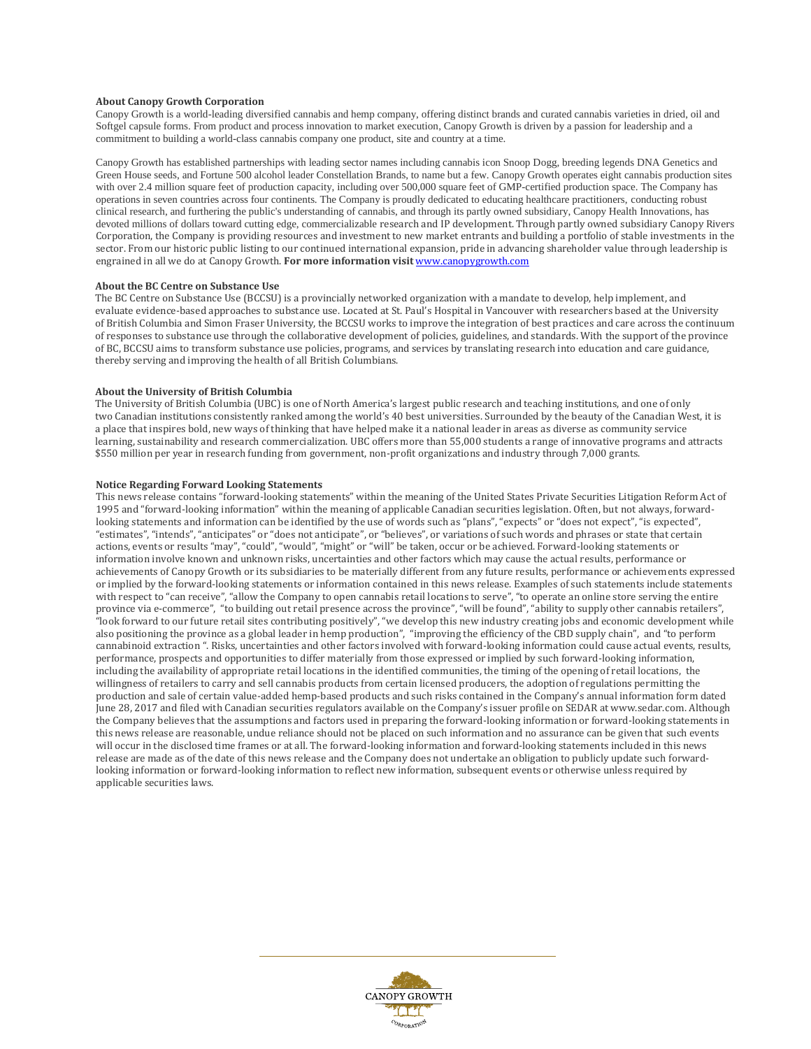**About Canopy Growth Corporation**

Canopy Growth is a world-leading diversified cannabis and hemp company, offering distinct brands and curated cannabis varieties in dried, oil and Softgel capsule forms. From product and process innovation to market execution, Canopy Growth is driven by a passion for leadership and a commitment to building a world-class cannabis company one product, site and country at a time.

Canopy Growth has established partnerships with leading sector names including cannabis icon Snoop Dogg, breeding legends DNA Genetics and Green House seeds, and Fortune 500 alcohol leader Constellation Brands, to name but a few. Canopy Growth operates eight cannabis production sites with over 2.4 million square feet of production capacity, including over 500,000 square feet of GMP-certified production space. The Company has operations in seven countries across four continents. The Company is proudly dedicated to educating healthcare practitioners, conducting robust clinical research, and furthering the public's understanding of cannabis, and through its partly owned subsidiary, Canopy Health Innovations, has devoted millions of dollars toward cutting edge, commercializable research and IP development. Through partly owned subsidiary Canopy Rivers Corporation, the Company is providing resources and investment to new market entrants and building a portfolio of stable investments in the sector. From our historic public listing to our continued international expansion, pride in advancing shareholder value through leadership is engrained in all we do at Canopy Growth. **For more information visit** www.canopygrowth.com

**About the BC Centre on Substance Use**

The BC Centre on Substance Use (BCCSU) is a provincially networked organization with a mandate to develop, help implement, and evaluate evidence-based approaches to substance use. Located at St. Paul's Hospital in Vancouver with researchers based at the University of British Columbia and Simon Fraser University, the BCCSU works to improve the integration of best practices and care across the continuum of responses to substance use through the collaborative development of policies, guidelines, and standards. With the support of the province of BC, BCCSU aims to transform substance use policies, programs, and services by translating research into education and care guidance, thereby serving and improving the health of all British Columbians.

**About the University of British Columbia**

The University of British Columbia (UBC) is one of North America's largest public research and teaching institutions, and one of only two Canadian institutions consistently ranked among the world's 40 best universities. Surrounded by the beauty of the Canadian West, it is a place that inspires bold, new ways of thinking that have helped make it a national leader in areas as diverse as community service learning, sustainability and research commercialization. UBC offers more than 55,000 students a range of innovative programs and attracts $550 million per year in research funding from government, non-profit organizations and industry through 7,000 grants.

**Notice Regarding Forward Looking Statements**

This news release contains "forward-looking statements" within the meaning of the United States Private Securities Litigation Reform Act of 1995 and "forward-looking information" within the meaning of applicable Canadian securities legislation. Often, but not always, forward-looking statements and information can be identified by the use of words such as "plans", "expects" or "does not expect", "is expected", "estimates", "intends", "anticipates" or "does not anticipate", or "believes", or variations of such words and phrases or state that certain actions, events or results "may", "could", "would", "might" or "will" be taken, occur or be achieved. Forward-looking statements or information involve known and unknown risks, uncertainties and other factors which may cause the actual results, performance or achievements of Canopy Growth or its subsidiaries to be materially different from any future results, performance or achievements expressed or implied by the forward-looking statements or information contained in this news release. Examples of such statements include statements with respect to "can receive", "allow the Company to open cannabis retail locations to serve", "to operate an online store serving the entire province via e-commerce", "to building out retail presence across the province", "will be found", "ability to supply other cannabis retailers", "look forward to our future retail sites contributing positively", "we develop this new industry creating jobs and economic development while also positioning the province as a global leader in hemp production", "improving the efficiency of the CBD supply chain", and "to perform cannabinoid extraction ". Risks, uncertainties and other factors involved with forward-looking information could cause actual events, results, performance, prospects and opportunities to differ materially from those expressed or implied by such forward-looking information, including the availability of appropriate retail locations in the identified communities, the timing of the opening of retail locations, the willingness of retailers to carry and sell cannabis products from certain licensed producers, the adoption of regulations permitting the production and sale of certain value-added hemp-based products and such risks contained in the Company's annual information form dated June 28, 2017 and filed with Canadian securities regulators available on the Company's issuer profile on SEDAR at www.sedar.com. Although the Company believes that the assumptions and factors used in preparing the forward-looking information or forward-looking statements in this news release are reasonable, undue reliance should not be placed on such information and no assurance can be given that such events will occur in the disclosed time frames or at all. The forward-looking information and forward-looking statements included in this news release are made as of the date of this news release and the Company does not undertake an obligation to publicly update such forward-looking information or forward-looking information to reflect new information, subsequent events or otherwise unless required by applicable securities laws.